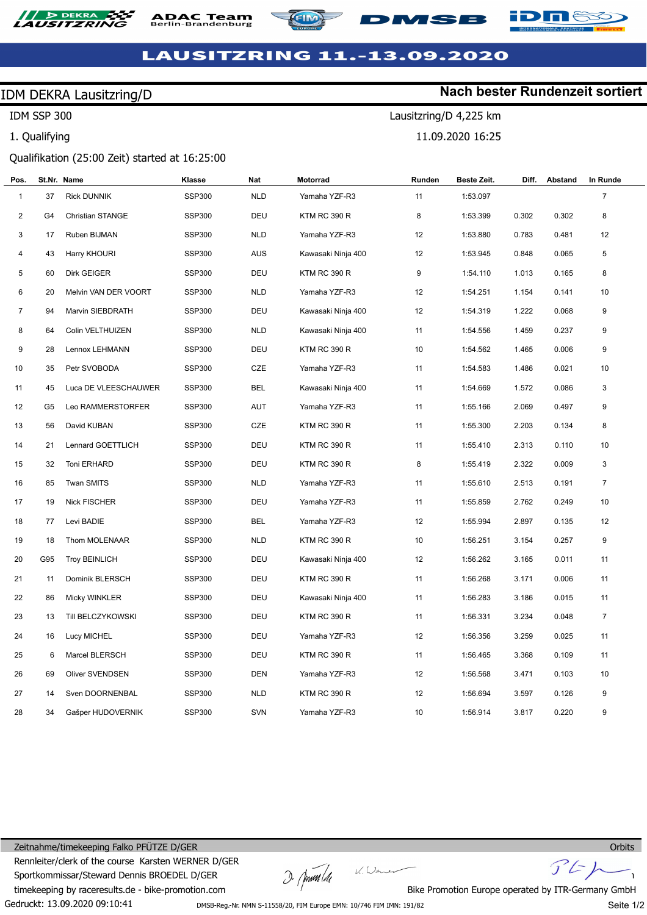# LAUSITZRING 11.-13.09.2020

## IDM DEKRA Lausitzring/D

**Nach bester Rundenzeit sortiert**

IDM SSP 300

1. Qualifying

Lausitzring/D 4,225 km

11.09.2020 16:25

Qualifikation (25:00 Zeit) started at 16:25:00

| Pos. | St.Nr. | Name | Klasse | Nat | Motorrad | Runden | Beste Zeit. | Diff. | Abstand | In Runde |
|---|---|---|---|---|---|---|---|---|---|---|
| 1 | 37 | Rick DUNNIK | SSP300 | NLD | Yamaha YZF-R3 | 11 | 1:53.097 | | | 7 |
| 2 | G4 | Christian STANGE | SSP300 | DEU | KTM RC 390 R | 8 | 1:53.399 | 0.302 | 0.302 | 8 |
| 3 | 17 | Ruben BIJMAN | SSP300 | NLD | Yamaha YZF-R3 | 12 | 1:53.880 | 0.783 | 0.481 | 12 |
| 4 | 43 | Harry KHOURI | SSP300 | AUS | Kawasaki Ninja 400 | 12 | 1:53.945 | 0.848 | 0.065 | 5 |
| 5 | 60 | Dirk GEIGER | SSP300 | DEU | KTM RC 390 R | 9 | 1:54.110 | 1.013 | 0.165 | 8 |
| 6 | 20 | Melvin VAN DER VOORT | SSP300 | NLD | Yamaha YZF-R3 | 12 | 1:54.251 | 1.154 | 0.141 | 10 |
| 7 | 94 | Marvin SIEBDRATH | SSP300 | DEU | Kawasaki Ninja 400 | 12 | 1:54.319 | 1.222 | 0.068 | 9 |
| 8 | 64 | Colin VELTHUIZEN | SSP300 | NLD | Kawasaki Ninja 400 | 11 | 1:54.556 | 1.459 | 0.237 | 9 |
| 9 | 28 | Lennox LEHMANN | SSP300 | DEU | KTM RC 390 R | 10 | 1:54.562 | 1.465 | 0.006 | 9 |
| 10 | 35 | Petr SVOBODA | SSP300 | CZE | Yamaha YZF-R3 | 11 | 1:54.583 | 1.486 | 0.021 | 10 |
| 11 | 45 | Luca DE VLEESCHAUWER | SSP300 | BEL | Kawasaki Ninja 400 | 11 | 1:54.669 | 1.572 | 0.086 | 3 |
| 12 | G5 | Leo RAMMERSTORFER | SSP300 | AUT | Yamaha YZF-R3 | 11 | 1:55.166 | 2.069 | 0.497 | 9 |
| 13 | 56 | David KUBAN | SSP300 | CZE | KTM RC 390 R | 11 | 1:55.300 | 2.203 | 0.134 | 8 |
| 14 | 21 | Lennard GOETTLICH | SSP300 | DEU | KTM RC 390 R | 11 | 1:55.410 | 2.313 | 0.110 | 10 |
| 15 | 32 | Toni ERHARD | SSP300 | DEU | KTM RC 390 R | 8 | 1:55.419 | 2.322 | 0.009 | 3 |
| 16 | 85 | Twan SMITS | SSP300 | NLD | Yamaha YZF-R3 | 11 | 1:55.610 | 2.513 | 0.191 | 7 |
| 17 | 19 | Nick FISCHER | SSP300 | DEU | Yamaha YZF-R3 | 11 | 1:55.859 | 2.762 | 0.249 | 10 |
| 18 | 77 | Levi BADIE | SSP300 | BEL | Yamaha YZF-R3 | 12 | 1:55.994 | 2.897 | 0.135 | 12 |
| 19 | 18 | Thom MOLENAAR | SSP300 | NLD | KTM RC 390 R | 10 | 1:56.251 | 3.154 | 0.257 | 9 |
| 20 | G95 | Troy BEINLICH | SSP300 | DEU | Kawasaki Ninja 400 | 12 | 1:56.262 | 3.165 | 0.011 | 11 |
| 21 | 11 | Dominik BLERSCH | SSP300 | DEU | KTM RC 390 R | 11 | 1:56.268 | 3.171 | 0.006 | 11 |
| 22 | 86 | Micky WINKLER | SSP300 | DEU | Kawasaki Ninja 400 | 11 | 1:56.283 | 3.186 | 0.015 | 11 |
| 23 | 13 | Till BELCZYKOWSKI | SSP300 | DEU | KTM RC 390 R | 11 | 1:56.331 | 3.234 | 0.048 | 7 |
| 24 | 16 | Lucy MICHEL | SSP300 | DEU | Yamaha YZF-R3 | 12 | 1:56.356 | 3.259 | 0.025 | 11 |
| 25 | 6 | Marcel BLERSCH | SSP300 | DEU | KTM RC 390 R | 11 | 1:56.465 | 3.368 | 0.109 | 11 |
| 26 | 69 | Oliver SVENDSEN | SSP300 | DEN | Yamaha YZF-R3 | 12 | 1:56.568 | 3.471 | 0.103 | 10 |
| 27 | 14 | Sven DOORNENBAL | SSP300 | NLD | KTM RC 390 R | 12 | 1:56.694 | 3.597 | 0.126 | 9 |
| 28 | 34 | Gašper HUDOVERNIK | SSP300 | SVN | Yamaha YZF-R3 | 10 | 1:56.914 | 3.817 | 0.220 | 9 |

Zeitnahme/timekeeping Falko PFÜTZE D/GER

Orbits

Rennleiter/clerk of the course Karsten WERNER D/GER

Sportkommissar/Steward Dennis BROEDEL D/GER

timekeeping by raceresults.de - bike-promotion.com

Bike Promotion Europe operated by ITR-Germany GmbH

Gedruckt: 13.09.2020 09:10:41

DMSB-Reg.-Nr. NMN S-11558/20, FIM Europe EMN: 10/746 FIM IMN: 191/82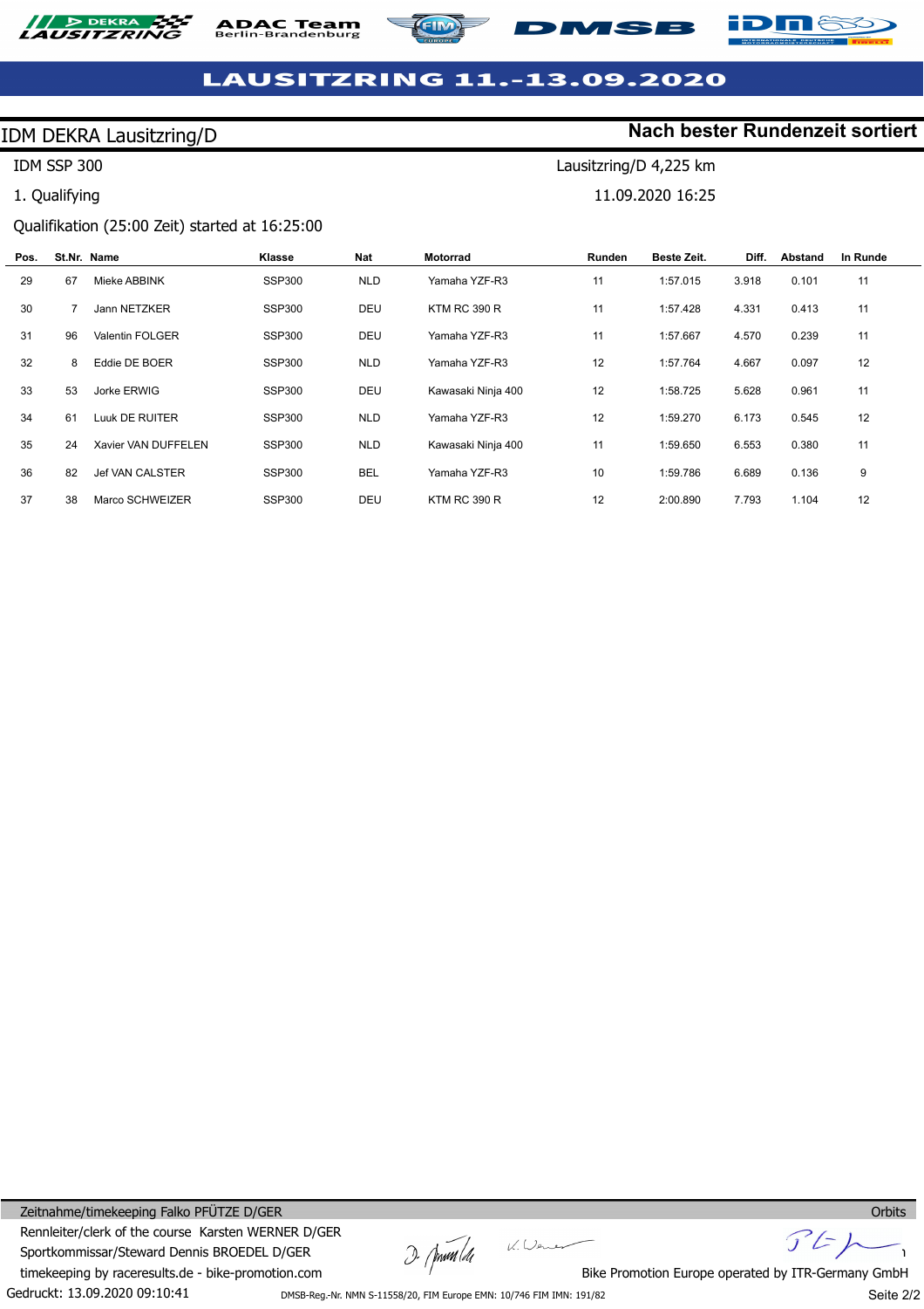# LAUSITZRING 11.-13.09.2020

## IDM DEKRA Lausitzring/D

**Nach bester Rundenzeit sortiert**

IDM SSP 300

Lausitzring/D 4,225 km

1. Qualifying

11.09.2020 16:25

Qualifikation (25:00 Zeit) started at 16:25:00

| Pos. | St.Nr. | Name | Klasse | Nat | Motorrad | Runden | Beste Zeit. | Diff. | Abstand | In Runde |
|---|---|---|---|---|---|---|---|---|---|---|
| 29 | 67 | Mieke ABBINK | SSP300 | NLD | Yamaha YZF-R3 | 11 | 1:57.015 | 3.918 | 0.101 | 11 |
| 30 | 7 | Jann NETZKER | SSP300 | DEU | KTM RC 390 R | 11 | 1:57.428 | 4.331 | 0.413 | 11 |
| 31 | 96 | Valentin FOLGER | SSP300 | DEU | Yamaha YZF-R3 | 11 | 1:57.667 | 4.570 | 0.239 | 11 |
| 32 | 8 | Eddie DE BOER | SSP300 | NLD | Yamaha YZF-R3 | 12 | 1:57.764 | 4.667 | 0.097 | 12 |
| 33 | 53 | Jorke ERWIG | SSP300 | DEU | Kawasaki Ninja 400 | 12 | 1:58.725 | 5.628 | 0.961 | 11 |
| 34 | 61 | Luuk DE RUITER | SSP300 | NLD | Yamaha YZF-R3 | 12 | 1:59.270 | 6.173 | 0.545 | 12 |
| 35 | 24 | Xavier VAN DUFFELEN | SSP300 | NLD | Kawasaki Ninja 400 | 11 | 1:59.650 | 6.553 | 0.380 | 11 |
| 36 | 82 | Jef VAN CALSTER | SSP300 | BEL | Yamaha YZF-R3 | 10 | 1:59.786 | 6.689 | 0.136 | 9 |
| 37 | 38 | Marco SCHWEIZER | SSP300 | DEU | KTM RC 390 R | 12 | 2:00.890 | 7.793 | 1.104 | 12 |

Zeitnahme/timekeeping Falko PFÜTZE D/GER

Orbits

Rennleiter/clerk of the course Karsten WERNER D/GER

Sportkommissar/Steward Dennis BROEDEL D/GER

timekeeping by raceresults.de - bike-promotion.com

Bike Promotion Europe operated by ITR-Germany GmbH

Gedruckt: 13.09.2020 09:10:41

DMSB-Reg.-Nr. NMN S-11558/20, FIM Europe EMN: 10/746 FIM IMN: 191/82